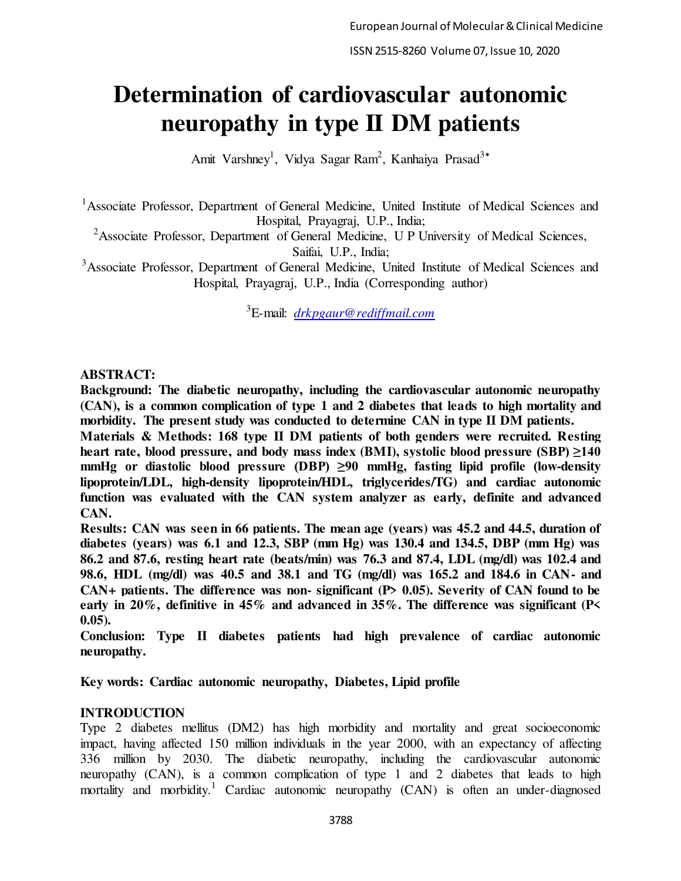# Determination of cardiovascular autonomic neuropathy in type II DM patients

Amit Varshney[1], Vidya Sagar Ram[2], Kanhaiya Prasad[3*]

[1]Associate Professor, Department of General Medicine, United Institute of Medical Sciences and Hospital, Prayagraj, U.P., India;

[2]Associate Professor, Department of General Medicine, U P University of Medical Sciences, Saifai, U.P., India;

[3]Associate Professor, Department of General Medicine, United Institute of Medical Sciences and Hospital, Prayagraj, U.P., India (Corresponding author)

[3]E-mail: drkpgaur@rediffmail.com

**ABSTRACT:**

**Background: The diabetic neuropathy, including the cardiovascular autonomic neuropathy (CAN), is a common complication of type 1 and 2 diabetes that leads to high mortality and morbidity. The present study was conducted to determine CAN in type II DM patients.**

**Materials & Methods: 168 type II DM patients of both genders were recruited. Resting heart rate, blood pressure, and body mass index (BMI), systolic blood pressure (SBP) ≥140 mmHg or diastolic blood pressure (DBP) ≥90 mmHg, fasting lipid profile (low-density lipoprotein/LDL, high-density lipoprotein/HDL, triglycerides/TG) and cardiac autonomic function was evaluated with the CAN system analyzer as early, definite and advanced CAN.**

**Results: CAN was seen in 66 patients. The mean age (years) was 45.2 and 44.5, duration of diabetes (years) was 6.1 and 12.3, SBP (mm Hg) was 130.4 and 134.5, DBP (mm Hg) was 86.2 and 87.6, resting heart rate (beats/min) was 76.3 and 87.4, LDL (mg/dl) was 102.4 and 98.6, HDL (mg/dl) was 40.5 and 38.1 and TG (mg/dl) was 165.2 and 184.6 in CAN- and CAN+ patients. The difference was non- significant (P> 0.05). Severity of CAN found to be early in 20%, definitive in 45% and advanced in 35%. The difference was significant (P< 0.05).**

**Conclusion: Type II diabetes patients had high prevalence of cardiac autonomic neuropathy.**

**Key words: Cardiac autonomic neuropathy, Diabetes, Lipid profile**

## INTRODUCTION

Type 2 diabetes mellitus (DM2) has high morbidity and mortality and great socioeconomic impact, having affected 150 million individuals in the year 2000, with an expectancy of affecting 336 million by 2030. The diabetic neuropathy, including the cardiovascular autonomic neuropathy (CAN), is a common complication of type 1 and 2 diabetes that leads to high mortality and morbidity.[1] Cardiac autonomic neuropathy (CAN) is often an under-diagnosed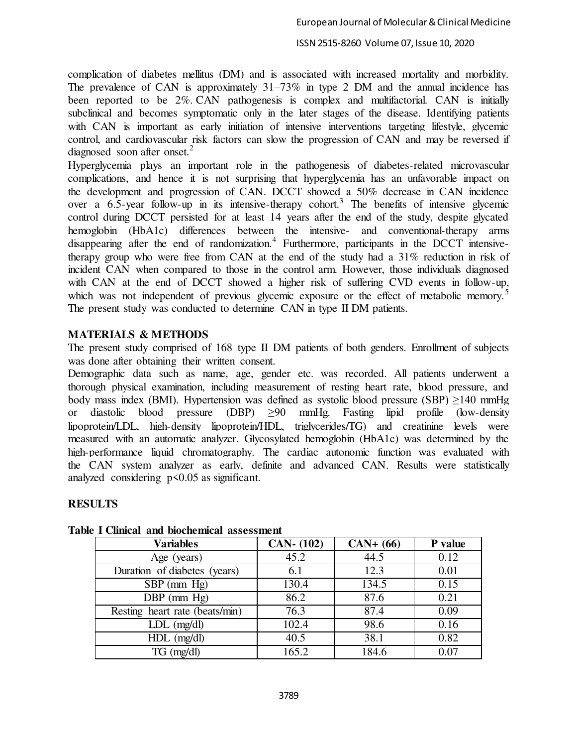complication of diabetes mellitus (DM) and is associated with increased mortality and morbidity. The prevalence of CAN is approximately 31–73% in type 2 DM and the annual incidence has been reported to be 2%. CAN pathogenesis is complex and multifactorial. CAN is initially subclinical and becomes symptomatic only in the later stages of the disease. Identifying patients with CAN is important as early initiation of intensive interventions targeting lifestyle, glycemic control, and cardiovascular risk factors can slow the progression of CAN and may be reversed if diagnosed soon after onset.[2]

Hyperglycemia plays an important role in the pathogenesis of diabetes-related microvascular complications, and hence it is not surprising that hyperglycemia has an unfavorable impact on the development and progression of CAN. DCCT showed a 50% decrease in CAN incidence over a 6.5-year follow-up in its intensive-therapy cohort.[3] The benefits of intensive glycemic control during DCCT persisted for at least 14 years after the end of the study, despite glycated hemoglobin (HbA1c) differences between the intensive- and conventional-therapy arms disappearing after the end of randomization.[4] Furthermore, participants in the DCCT intensive-therapy group who were free from CAN at the end of the study had a 31% reduction in risk of incident CAN when compared to those in the control arm. However, those individuals diagnosed with CAN at the end of DCCT showed a higher risk of suffering CVD events in follow-up, which was not independent of previous glycemic exposure or the effect of metabolic memory.[5] The present study was conducted to determine CAN in type II DM patients.

## MATERIALS & METHODS

The present study comprised of 168 type II DM patients of both genders. Enrollment of subjects was done after obtaining their written consent.

Demographic data such as name, age, gender etc. was recorded. All patients underwent a thorough physical examination, including measurement of resting heart rate, blood pressure, and body mass index (BMI). Hypertension was defined as systolic blood pressure (SBP) ≥140 mmHg or diastolic blood pressure (DBP) ≥90 mmHg. Fasting lipid profile (low-density lipoprotein/LDL, high-density lipoprotein/HDL, triglycerides/TG) and creatinine levels were measured with an automatic analyzer. Glycosylated hemoglobin (HbA1c) was determined by the high-performance liquid chromatography. The cardiac autonomic function was evaluated with the CAN system analyzer as early, definite and advanced CAN. Results were statistically analyzed considering $p<0.05$ as significant.

## RESULTS

**Table I Clinical and biochemical assessment**

| Variables | CAN- (102) | CAN+ (66) | P value |
|---|---|---|---|
| Age (years) | 45.2 | 44.5 | 0.12 |
| Duration of diabetes (years) | 6.1 | 12.3 | 0.01 |
| SBP (mm Hg) | 130.4 | 134.5 | 0.15 |
| DBP (mm Hg) | 86.2 | 87.6 | 0.21 |
| Resting heart rate (beats/min) | 76.3 | 87.4 | 0.09 |
| LDL (mg/dl) | 102.4 | 98.6 | 0.16 |
| HDL (mg/dl) | 40.5 | 38.1 | 0.82 |
| TG (mg/dl) | 165.2 | 184.6 | 0.07 |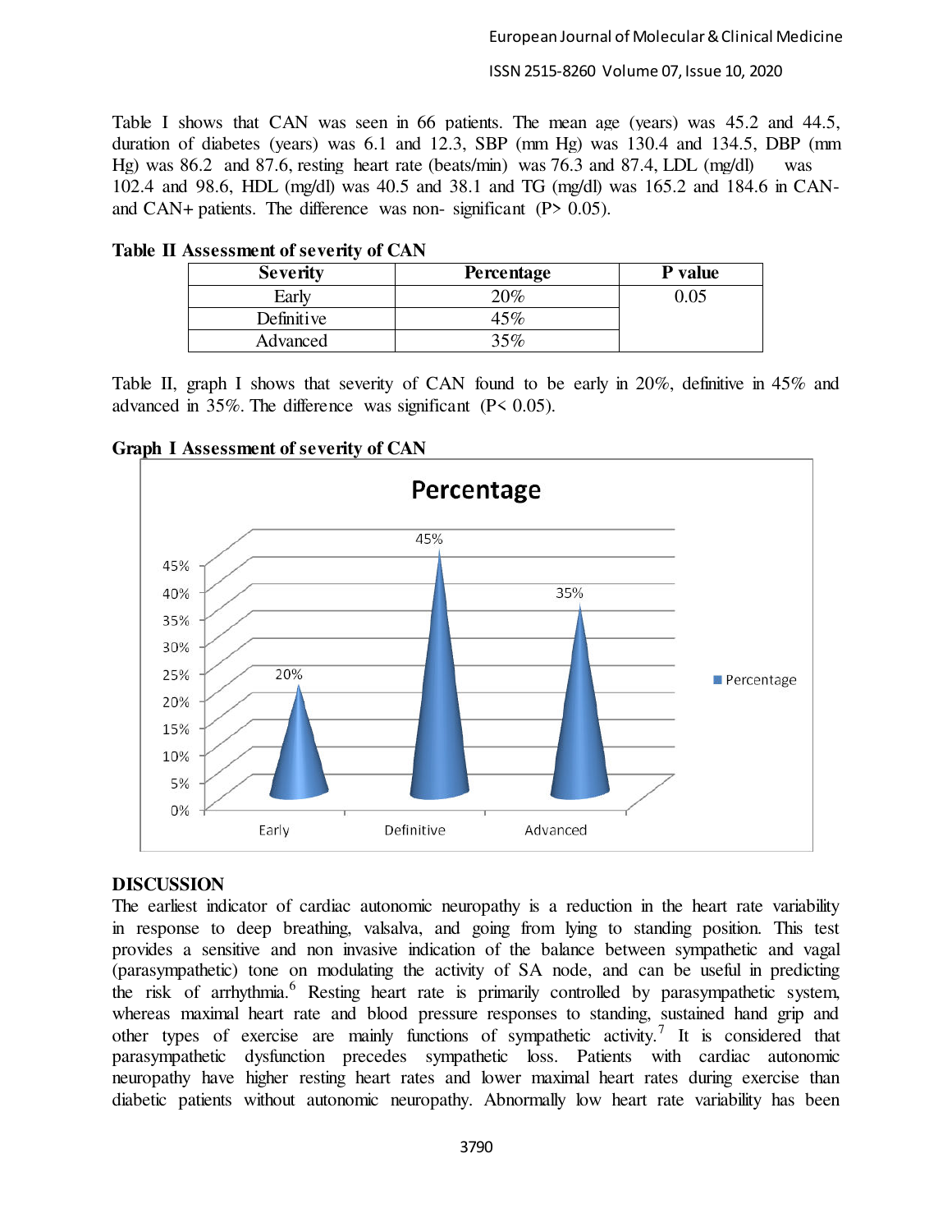Table I shows that CAN was seen in 66 patients. The mean age (years) was 45.2 and 44.5, duration of diabetes (years) was 6.1 and 12.3, SBP (mm Hg) was 130.4 and 134.5, DBP (mm Hg) was 86.2 and 87.6, resting heart rate (beats/min) was 76.3 and 87.4, LDL (mg/dl) was 102.4 and 98.6, HDL (mg/dl) was 40.5 and 38.1 and TG (mg/dl) was 165.2 and 184.6 in CAN- and CAN+ patients. The difference was non- significant (P> 0.05).

**Table II Assessment of severity of CAN**

| Severity | Percentage | P value |
|---|---|---|
| Early | 20% | 0.05 |
| Definitive | 45% | |
| Advanced | 35% | |

Table II, graph I shows that severity of CAN found to be early in 20%, definitive in 45% and advanced in 35%. The difference was significant (P< 0.05).

**Graph I Assessment of severity of CAN**

## DISCUSSION

The earliest indicator of cardiac autonomic neuropathy is a reduction in the heart rate variability in response to deep breathing, valsalva, and going from lying to standing position. This test provides a sensitive and non invasive indication of the balance between sympathetic and vagal (parasympathetic) tone on modulating the activity of SA node, and can be useful in predicting the risk of arrhythmia.[6] Resting heart rate is primarily controlled by parasympathetic system, whereas maximal heart rate and blood pressure responses to standing, sustained hand grip and other types of exercise are mainly functions of sympathetic activity.[7] It is considered that parasympathetic dysfunction precedes sympathetic loss. Patients with cardiac autonomic neuropathy have higher resting heart rates and lower maximal heart rates during exercise than diabetic patients without autonomic neuropathy. Abnormally low heart rate variability has been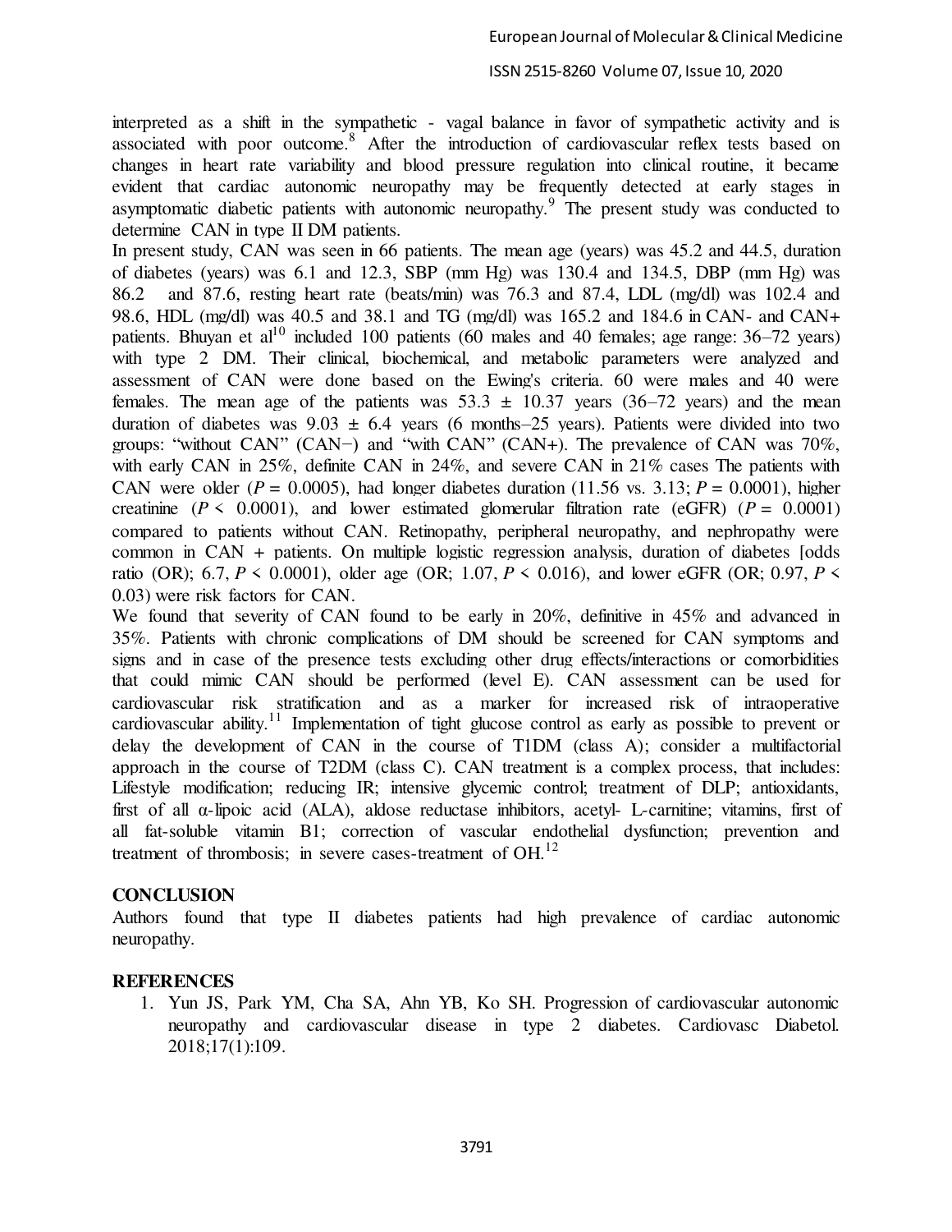interpreted as a shift in the sympathetic - vagal balance in favor of sympathetic activity and is associated with poor outcome.[8] After the introduction of cardiovascular reflex tests based on changes in heart rate variability and blood pressure regulation into clinical routine, it became evident that cardiac autonomic neuropathy may be frequently detected at early stages in asymptomatic diabetic patients with autonomic neuropathy.[9] The present study was conducted to determine CAN in type II DM patients.

In present study, CAN was seen in 66 patients. The mean age (years) was 45.2 and 44.5, duration of diabetes (years) was 6.1 and 12.3, SBP (mm Hg) was 130.4 and 134.5, DBP (mm Hg) was 86.2 and 87.6, resting heart rate (beats/min) was 76.3 and 87.4, LDL (mg/dl) was 102.4 and 98.6, HDL (mg/dl) was 40.5 and 38.1 and TG (mg/dl) was 165.2 and 184.6 in CAN- and CAN+ patients. Bhuyan et al[10] included 100 patients (60 males and 40 females; age range: 36–72 years) with type 2 DM. Their clinical, biochemical, and metabolic parameters were analyzed and assessment of CAN were done based on the Ewing's criteria. 60 were males and 40 were females. The mean age of the patients was $53.3 \pm 10.37$ years (36–72 years) and the mean duration of diabetes was $9.03 \pm 6.4$ years (6 months–25 years). Patients were divided into two groups: "without CAN" (CAN−) and "with CAN" (CAN+). The prevalence of CAN was 70%, with early CAN in 25%, definite CAN in 24%, and severe CAN in 21% cases The patients with CAN were older ($P = 0.0005$), had longer diabetes duration (11.56 vs. 3.13; $P = 0.0001$), higher creatinine ($P < 0.0001$), and lower estimated glomerular filtration rate (eGFR) ($P = 0.0001$) compared to patients without CAN. Retinopathy, peripheral neuropathy, and nephropathy were common in CAN + patients. On multiple logistic regression analysis, duration of diabetes [odds ratio (OR); 6.7, $P < 0.0001$), older age (OR; 1.07, $P < 0.016$), and lower eGFR (OR; 0.97, $P < 0.03$) were risk factors for CAN.

We found that severity of CAN found to be early in 20%, definitive in 45% and advanced in 35%. Patients with chronic complications of DM should be screened for CAN symptoms and signs and in case of the presence tests excluding other drug effects/interactions or comorbidities that could mimic CAN should be performed (level E). CAN assessment can be used for cardiovascular risk stratification and as a marker for increased risk of intraoperative cardiovascular ability.[11] Implementation of tight glucose control as early as possible to prevent or delay the development of CAN in the course of T1DM (class A); consider a multifactorial approach in the course of T2DM (class C). CAN treatment is a complex process, that includes: Lifestyle modification; reducing IR; intensive glycemic control; treatment of DLP; antioxidants, first of all α-lipoic acid (ALA), aldose reductase inhibitors, acetyl- L-carnitine; vitamins, first of all fat-soluble vitamin B1; correction of vascular endothelial dysfunction; prevention and treatment of thrombosis; in severe cases-treatment of OH.[12]

## CONCLUSION

Authors found that type II diabetes patients had high prevalence of cardiac autonomic neuropathy.

## REFERENCES

1. Yun JS, Park YM, Cha SA, Ahn YB, Ko SH. Progression of cardiovascular autonomic neuropathy and cardiovascular disease in type 2 diabetes. Cardiovasc Diabetol. 2018;17(1):109.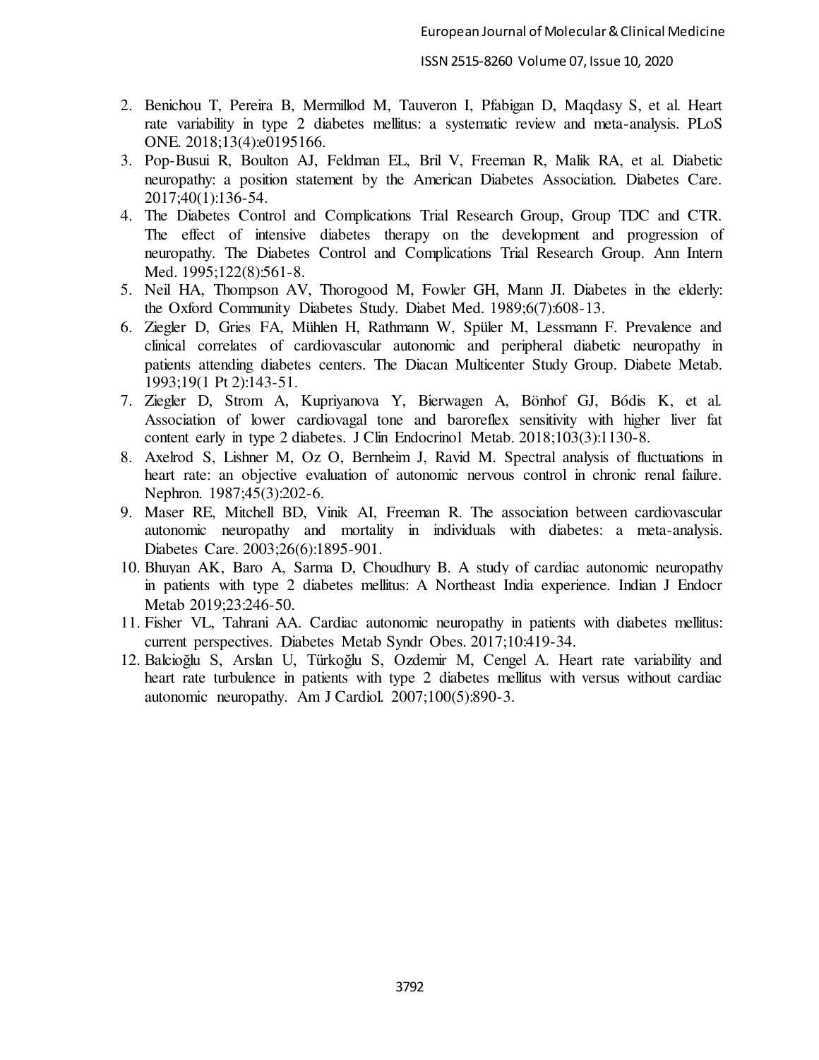2. Benichou T, Pereira B, Mermillod M, Tauveron I, Pfabigan D, Maqdasy S, et al. Heart rate variability in type 2 diabetes mellitus: a systematic review and meta-analysis. PLoS ONE. 2018;13(4):e0195166.
3. Pop-Busui R, Boulton AJ, Feldman EL, Bril V, Freeman R, Malik RA, et al. Diabetic neuropathy: a position statement by the American Diabetes Association. Diabetes Care. 2017;40(1):136-54.
4. The Diabetes Control and Complications Trial Research Group, Group TDC and CTR. The effect of intensive diabetes therapy on the development and progression of neuropathy. The Diabetes Control and Complications Trial Research Group. Ann Intern Med. 1995;122(8):561-8.
5. Neil HA, Thompson AV, Thorogood M, Fowler GH, Mann JI. Diabetes in the elderly: the Oxford Community Diabetes Study. Diabet Med. 1989;6(7):608-13.
6. Ziegler D, Gries FA, Mühlen H, Rathmann W, Spüler M, Lessmann F. Prevalence and clinical correlates of cardiovascular autonomic and peripheral diabetic neuropathy in patients attending diabetes centers. The Diacan Multicenter Study Group. Diabete Metab. 1993;19(1 Pt 2):143-51.
7. Ziegler D, Strom A, Kupriyanova Y, Bierwagen A, Bönhof GJ, Bódis K, et al. Association of lower cardiovagal tone and baroreflex sensitivity with higher liver fat content early in type 2 diabetes. J Clin Endocrinol Metab. 2018;103(3):1130-8.
8. Axelrod S, Lishner M, Oz O, Bernheim J, Ravid M. Spectral analysis of fluctuations in heart rate: an objective evaluation of autonomic nervous control in chronic renal failure. Nephron. 1987;45(3):202-6.
9. Maser RE, Mitchell BD, Vinik AI, Freeman R. The association between cardiovascular autonomic neuropathy and mortality in individuals with diabetes: a meta-analysis. Diabetes Care. 2003;26(6):1895-901.
10. Bhuyan AK, Baro A, Sarma D, Choudhury B. A study of cardiac autonomic neuropathy in patients with type 2 diabetes mellitus: A Northeast India experience. Indian J Endocr Metab 2019;23:246-50.
11. Fisher VL, Tahrani AA. Cardiac autonomic neuropathy in patients with diabetes mellitus: current perspectives. Diabetes Metab Syndr Obes. 2017;10:419-34.
12. Balcioğlu S, Arslan U, Türkoğlu S, Ozdemir M, Cengel A. Heart rate variability and heart rate turbulence in patients with type 2 diabetes mellitus with versus without cardiac autonomic neuropathy. Am J Cardiol. 2007;100(5):890-3.